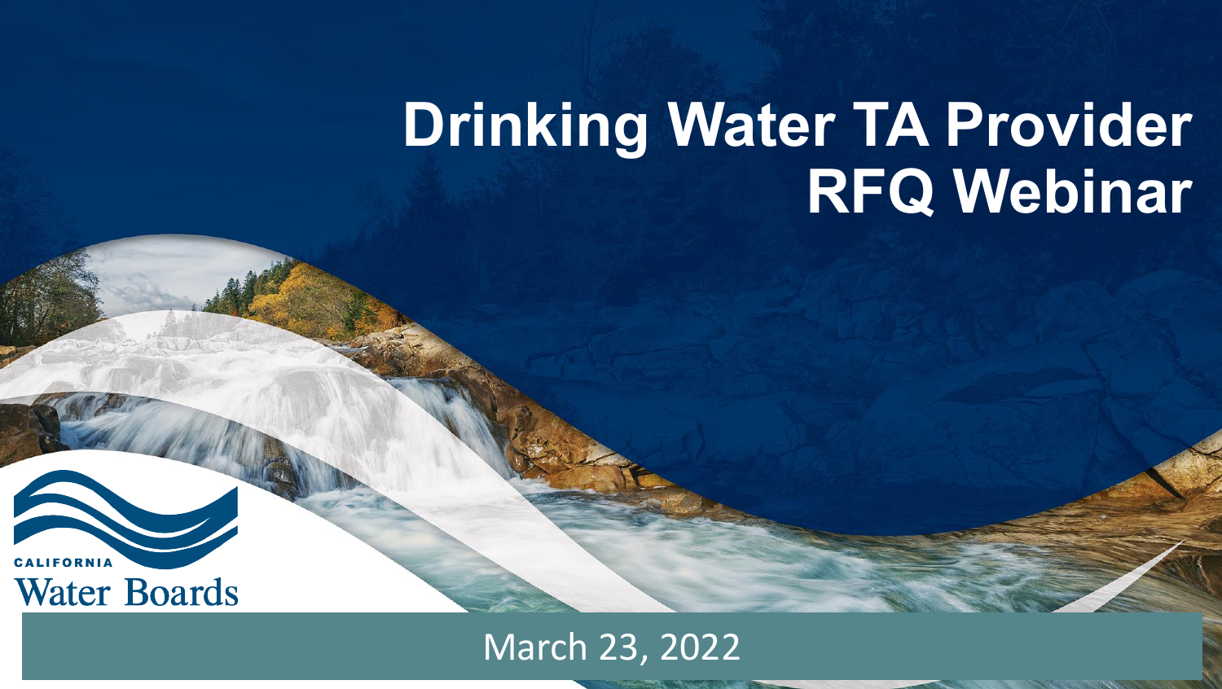# Drinking Water TA Provider RFQ Webinar

CALIFORNIA Water Boards

March 23, 2022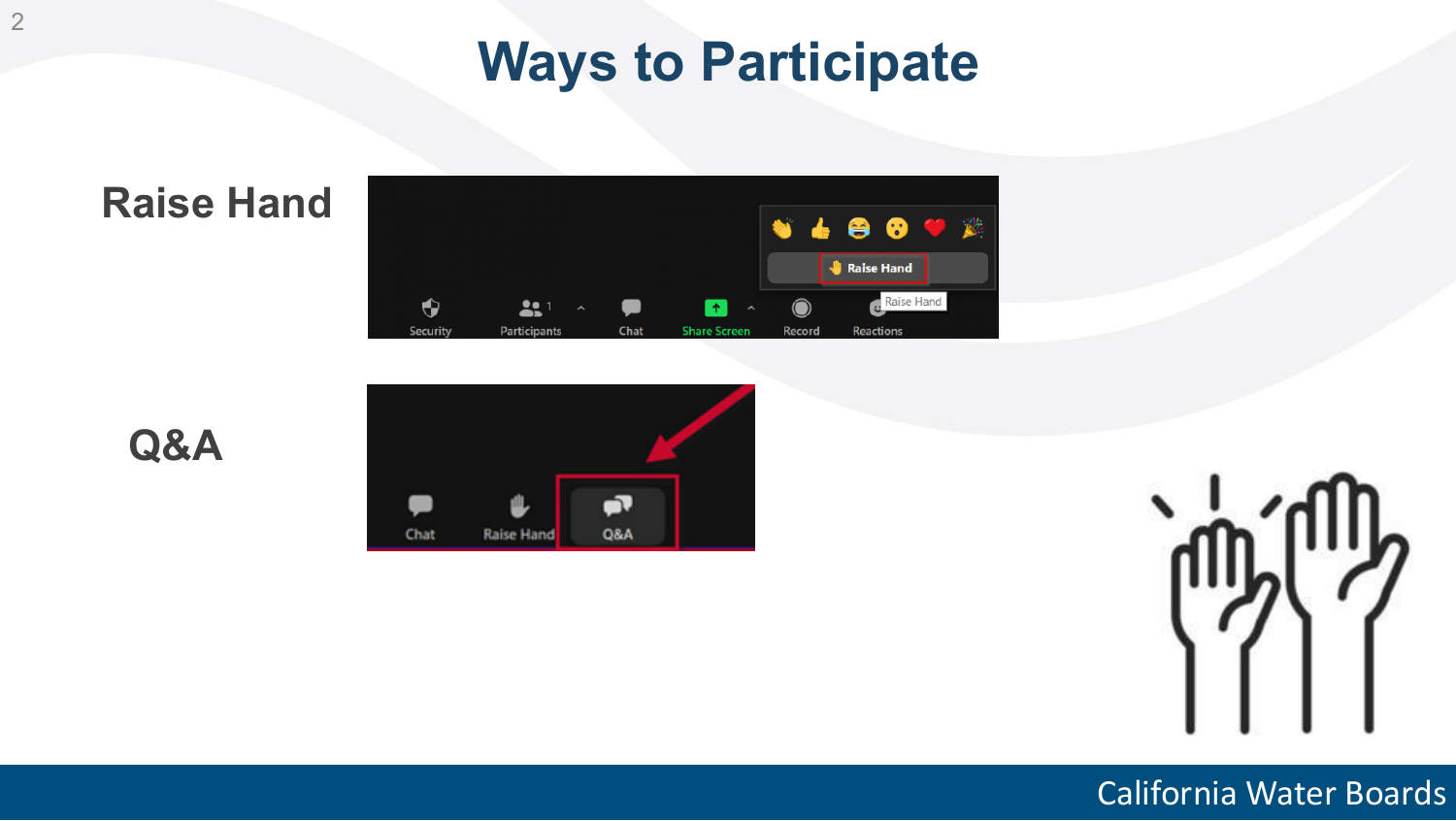# Ways to Participate

**Raise Hand**

**Q&A**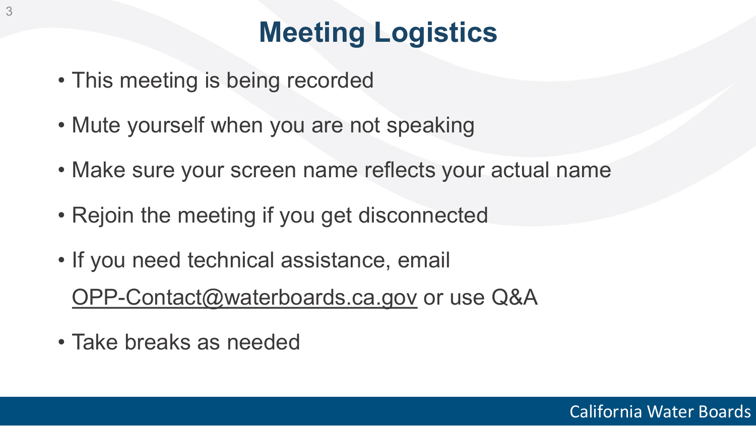# Meeting Logistics

- This meeting is being recorded
- Mute yourself when you are not speaking
- Make sure your screen name reflects your actual name
- Rejoin the meeting if you get disconnected
- If you need technical assistance, email OPP-Contact@waterboards.ca.gov or use Q&A
- Take breaks as needed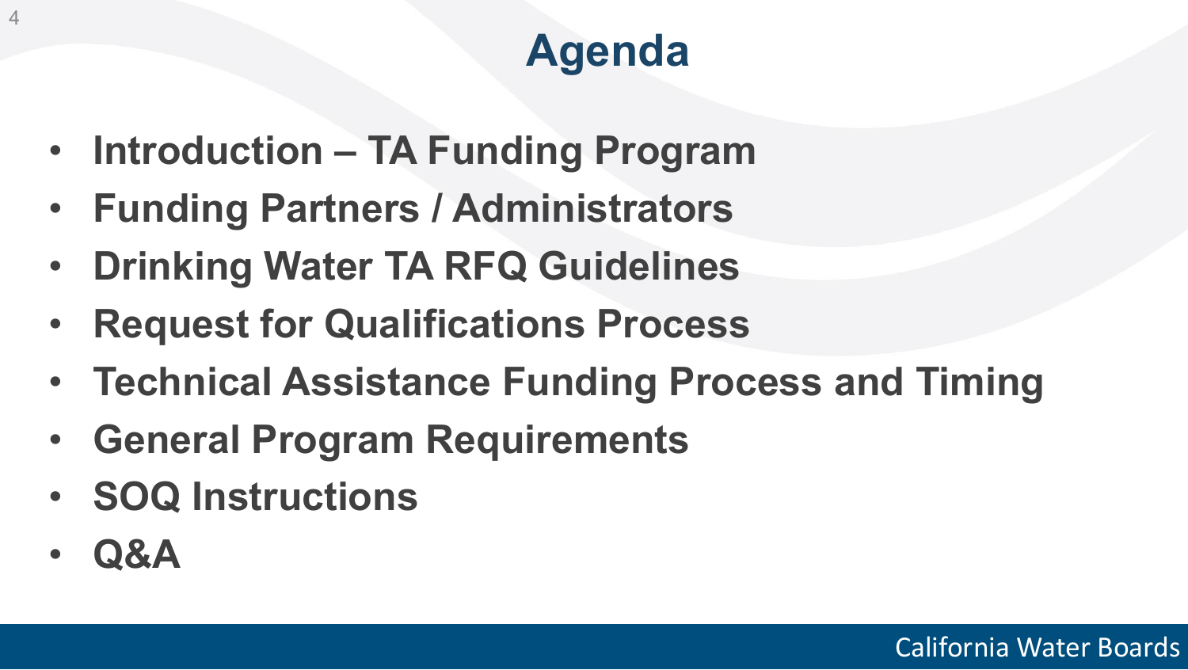# Agenda

- **Introduction – TA Funding Program**
- **Funding Partners / Administrators**
- **Drinking Water TA RFQ Guidelines**
- **Request for Qualifications Process**
- **Technical Assistance Funding Process and Timing**
- **General Program Requirements**
- **SOQ Instructions**
- **Q&A**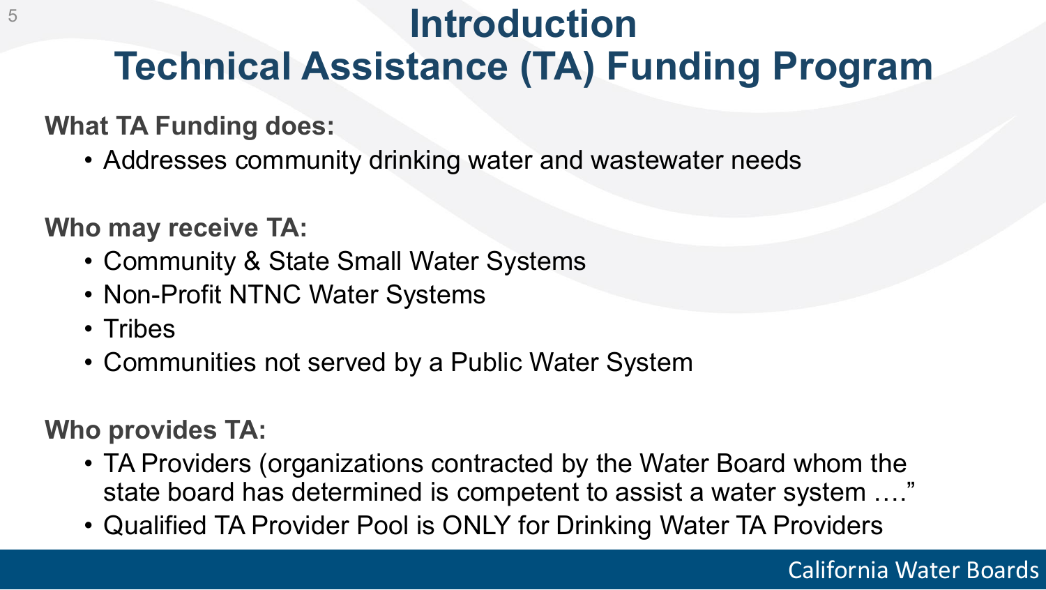# Introduction
# Technical Assistance (TA) Funding Program

**What TA Funding does:**

- Addresses community drinking water and wastewater needs

**Who may receive TA:**

- Community & State Small Water Systems
- Non-Profit NTNC Water Systems
- Tribes
- Communities not served by a Public Water System

**Who provides TA:**

- TA Providers (organizations contracted by the Water Board whom the state board has determined is competent to assist a water system …."
- Qualified TA Provider Pool is ONLY for Drinking Water TA Providers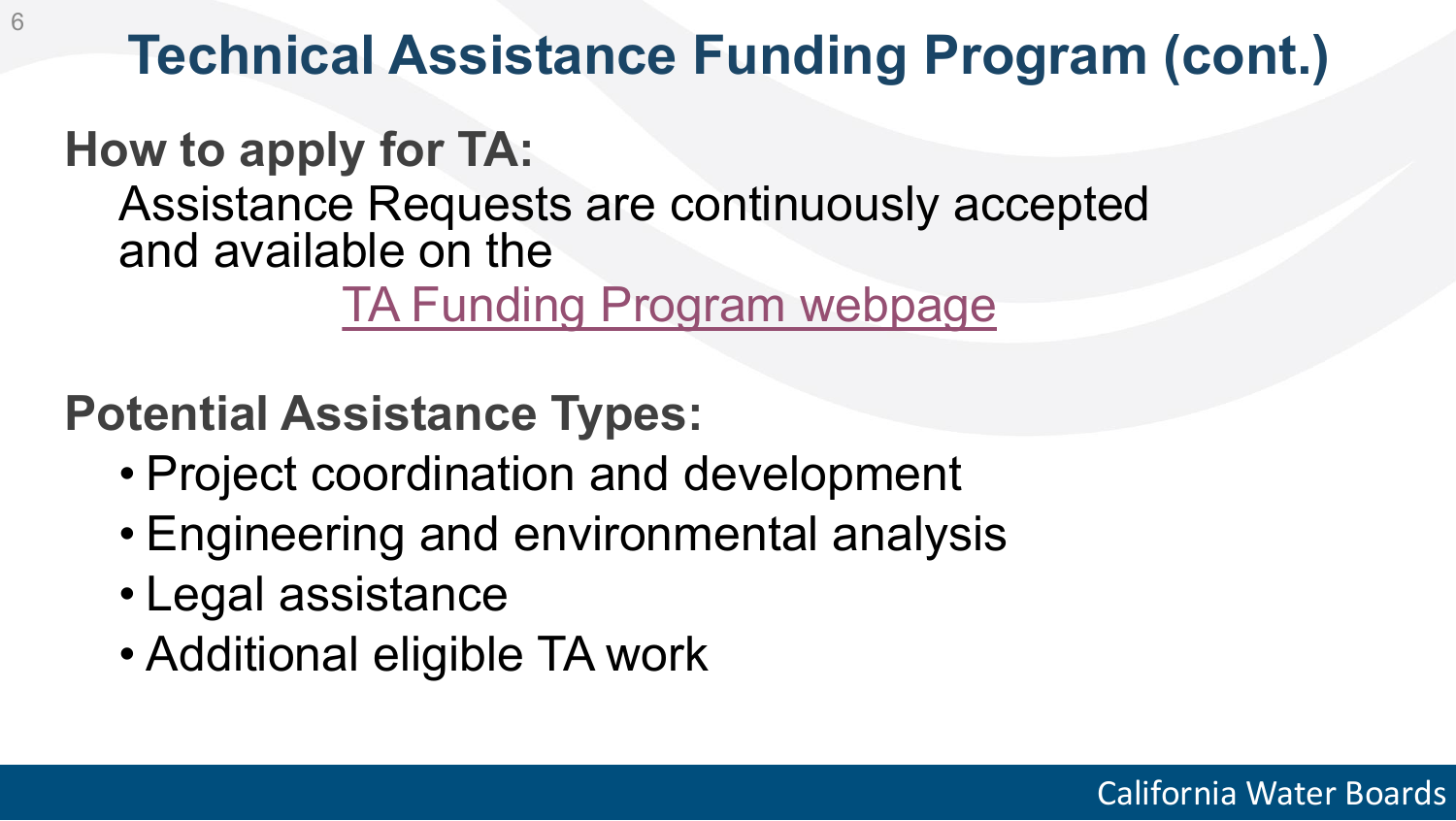# Technical Assistance Funding Program (cont.)

**How to apply for TA:**

Assistance Requests are continuously accepted and available on the

TA Funding Program webpage

**Potential Assistance Types:**

- Project coordination and development
- Engineering and environmental analysis
- Legal assistance
- Additional eligible TA work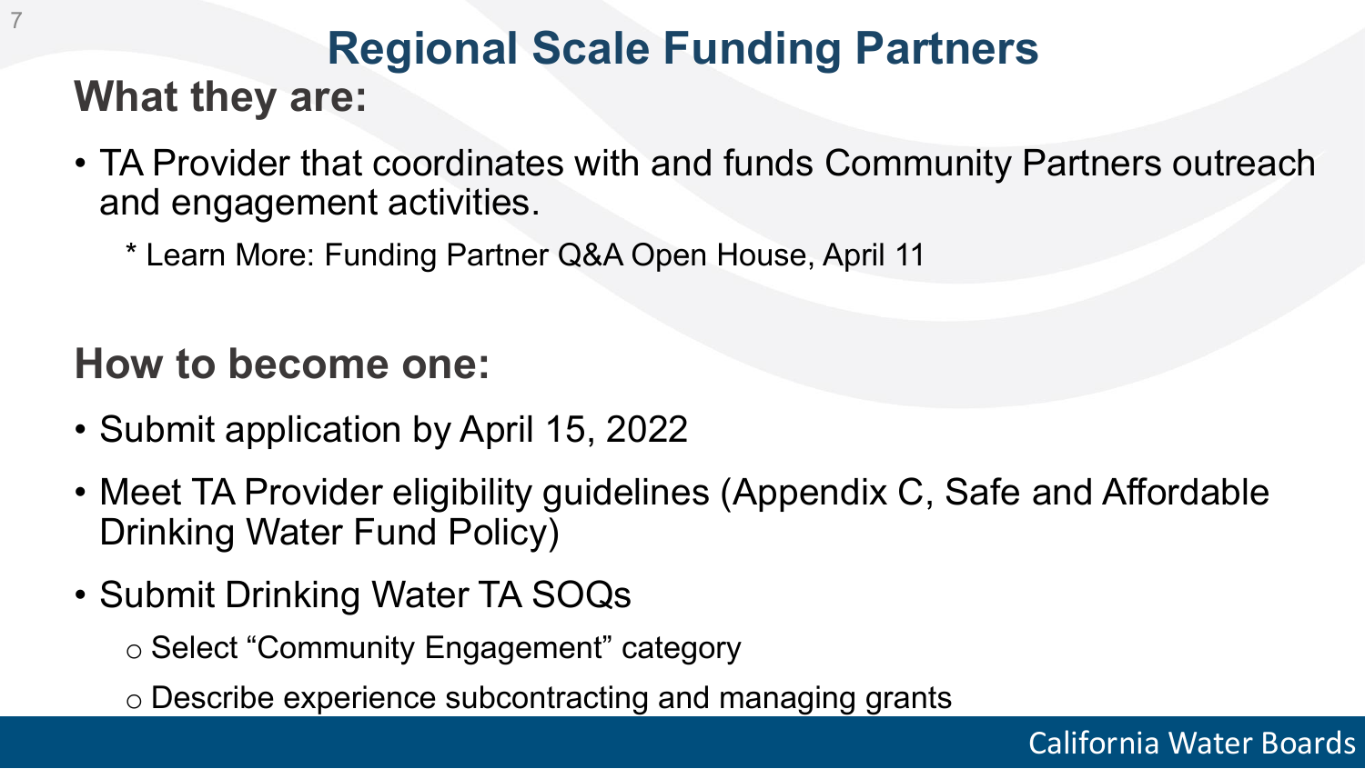# Regional Scale Funding Partners

## What they are:

- TA Provider that coordinates with and funds Community Partners outreach and engagement activities.
  - * Learn More: Funding Partner Q&A Open House, April 11

## How to become one:

- Submit application by April 15, 2022
- Meet TA Provider eligibility guidelines (Appendix C, Safe and Affordable Drinking Water Fund Policy)
- Submit Drinking Water TA SOQs
  - Select “Community Engagement” category
  - Describe experience subcontracting and managing grants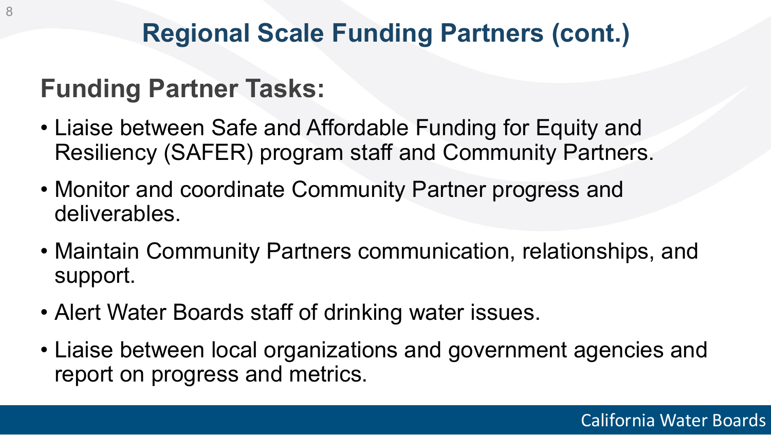# Regional Scale Funding Partners (cont.)

## Funding Partner Tasks:

- Liaise between Safe and Affordable Funding for Equity and Resiliency (SAFER) program staff and Community Partners.
- Monitor and coordinate Community Partner progress and deliverables.
- Maintain Community Partners communication, relationships, and support.
- Alert Water Boards staff of drinking water issues.
- Liaise between local organizations and government agencies and report on progress and metrics.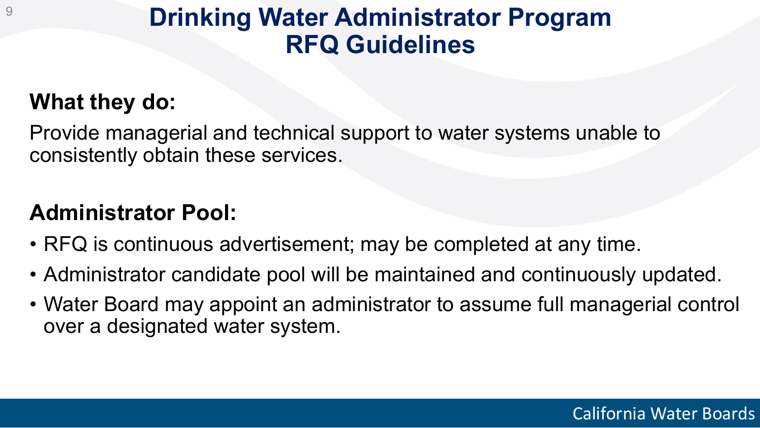# Drinking Water Administrator Program RFQ Guidelines

**What they do:**

Provide managerial and technical support to water systems unable to consistently obtain these services.

**Administrator Pool:**

- RFQ is continuous advertisement; may be completed at any time.
- Administrator candidate pool will be maintained and continuously updated.
- Water Board may appoint an administrator to assume full managerial control over a designated water system.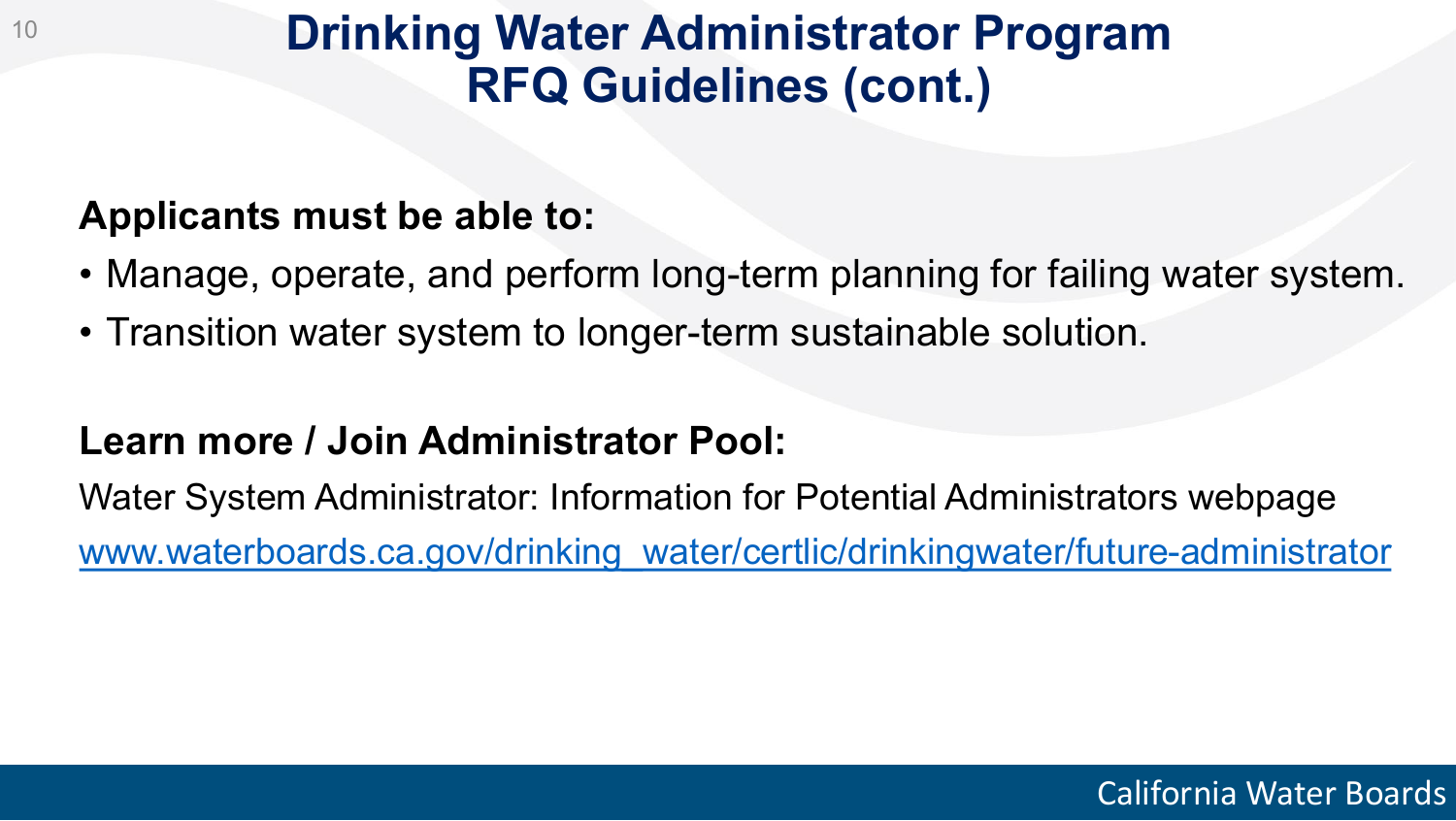# Drinking Water Administrator Program RFQ Guidelines (cont.)

**Applicants must be able to:**

- Manage, operate, and perform long-term planning for failing water system.
- Transition water system to longer-term sustainable solution.

**Learn more / Join Administrator Pool:**

Water System Administrator: Information for Potential Administrators webpage

www.waterboards.ca.gov/drinking_water/certlic/drinkingwater/future-administrator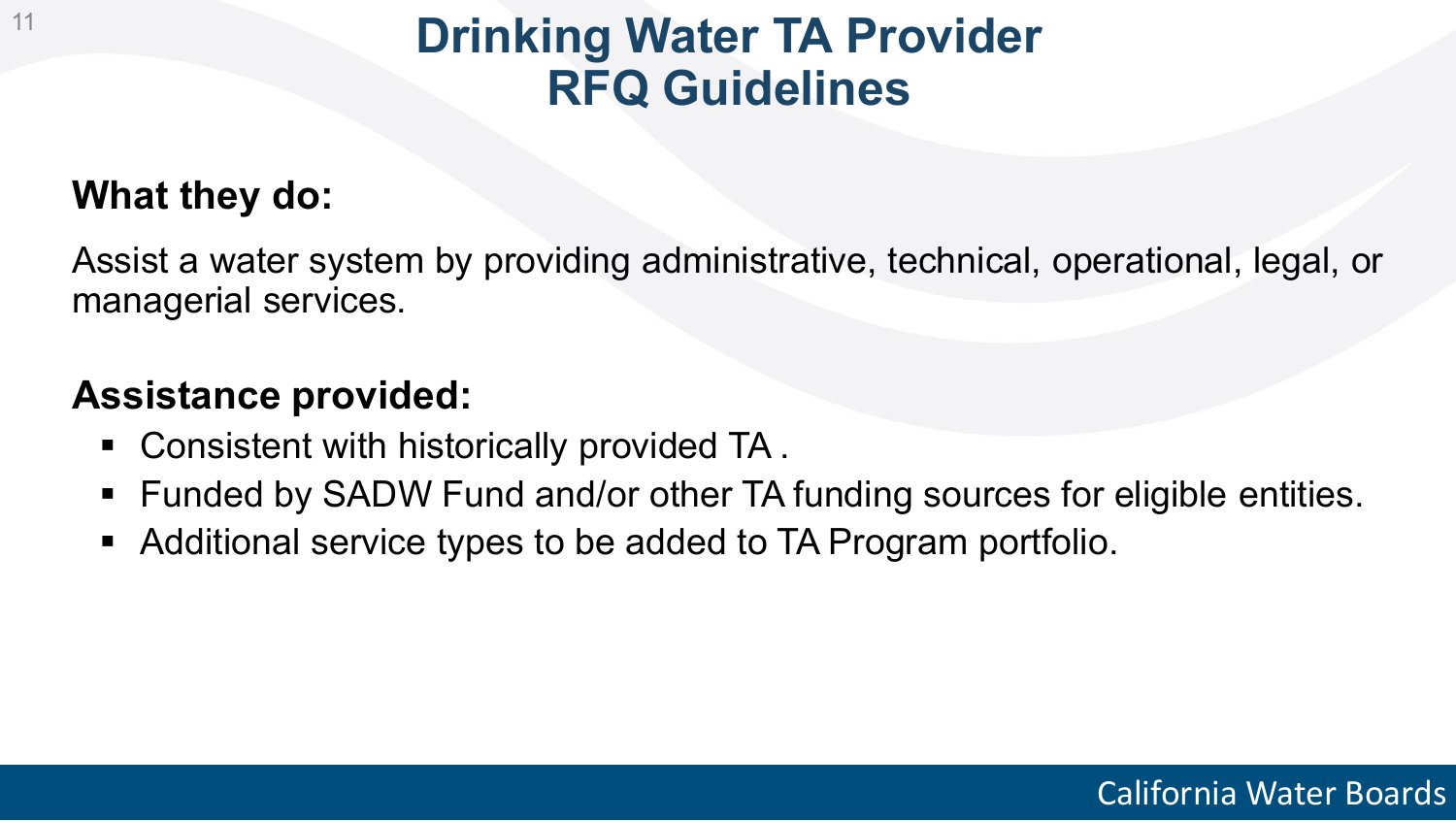# Drinking Water TA Provider RFQ Guidelines

**What they do:**

Assist a water system by providing administrative, technical, operational, legal, or managerial services.

**Assistance provided:**

- Consistent with historically provided TA .
- Funded by SADW Fund and/or other TA funding sources for eligible entities.
- Additional service types to be added to TA Program portfolio.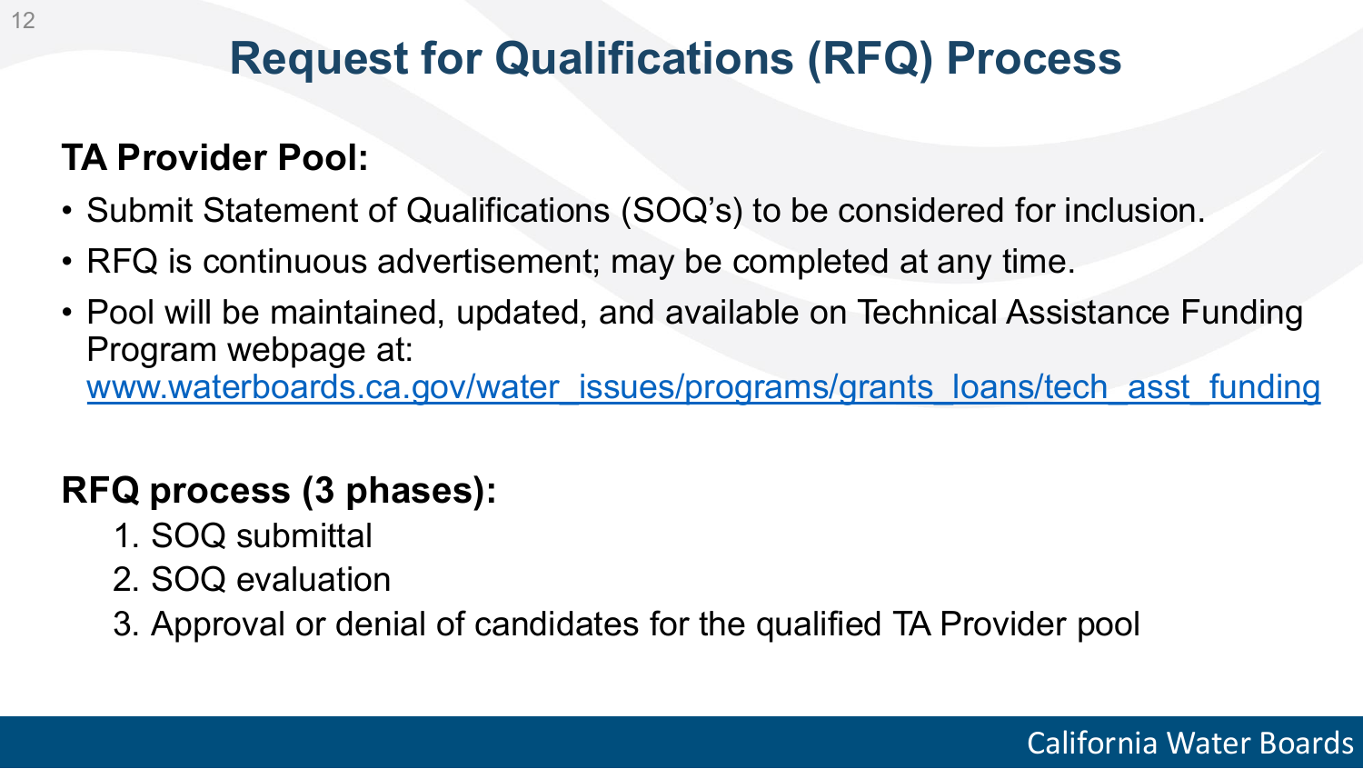# Request for Qualifications (RFQ) Process

**TA Provider Pool:**

- Submit Statement of Qualifications (SOQ's) to be considered for inclusion.
- RFQ is continuous advertisement; may be completed at any time.
- Pool will be maintained, updated, and available on Technical Assistance Funding Program webpage at: [www.waterboards.ca.gov/water_issues/programs/grants_loans/tech_asst_funding](http://www.waterboards.ca.gov/water_issues/programs/grants_loans/tech_asst_funding)

**RFQ process (3 phases):**

1. SOQ submittal
2. SOQ evaluation
3. Approval or denial of candidates for the qualified TA Provider pool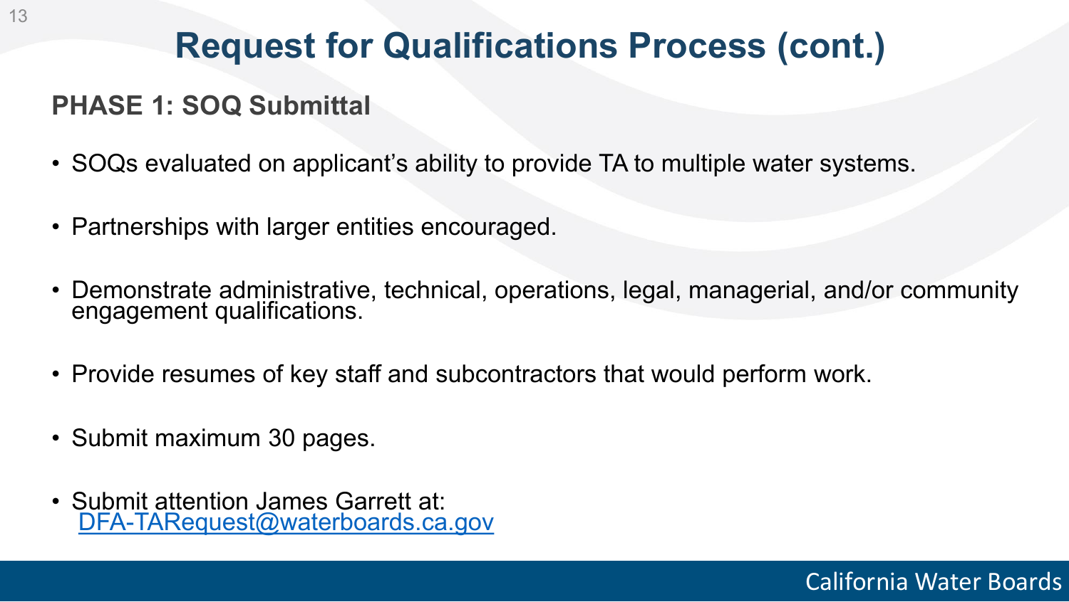# Request for Qualifications Process (cont.)

## PHASE 1: SOQ Submittal

- SOQs evaluated on applicant's ability to provide TA to multiple water systems.
- Partnerships with larger entities encouraged.
- Demonstrate administrative, technical, operations, legal, managerial, and/or community engagement qualifications.
- Provide resumes of key staff and subcontractors that would perform work.
- Submit maximum 30 pages.
- Submit attention James Garrett at: DFA-TARequest@waterboards.ca.gov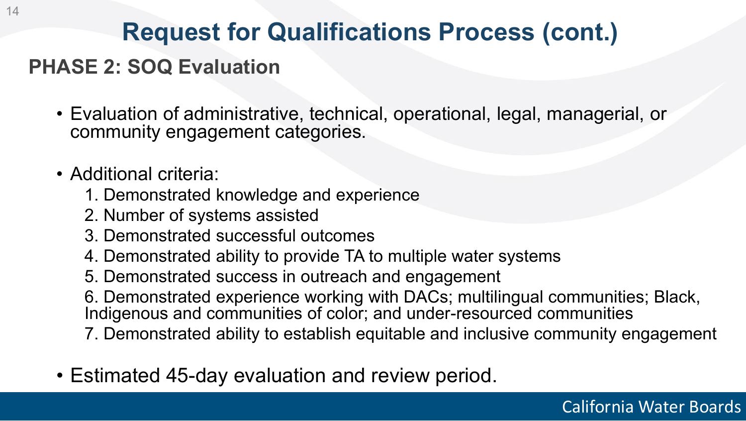# Request for Qualifications Process (cont.)

## PHASE 2: SOQ Evaluation

- Evaluation of administrative, technical, operational, legal, managerial, or community engagement categories.
- Additional criteria:
  1. Demonstrated knowledge and experience
  2. Number of systems assisted
  3. Demonstrated successful outcomes
  4. Demonstrated ability to provide TA to multiple water systems
  5. Demonstrated success in outreach and engagement
  6. Demonstrated experience working with DACs; multilingual communities; Black, Indigenous and communities of color; and under-resourced communities
  7. Demonstrated ability to establish equitable and inclusive community engagement
- Estimated 45-day evaluation and review period.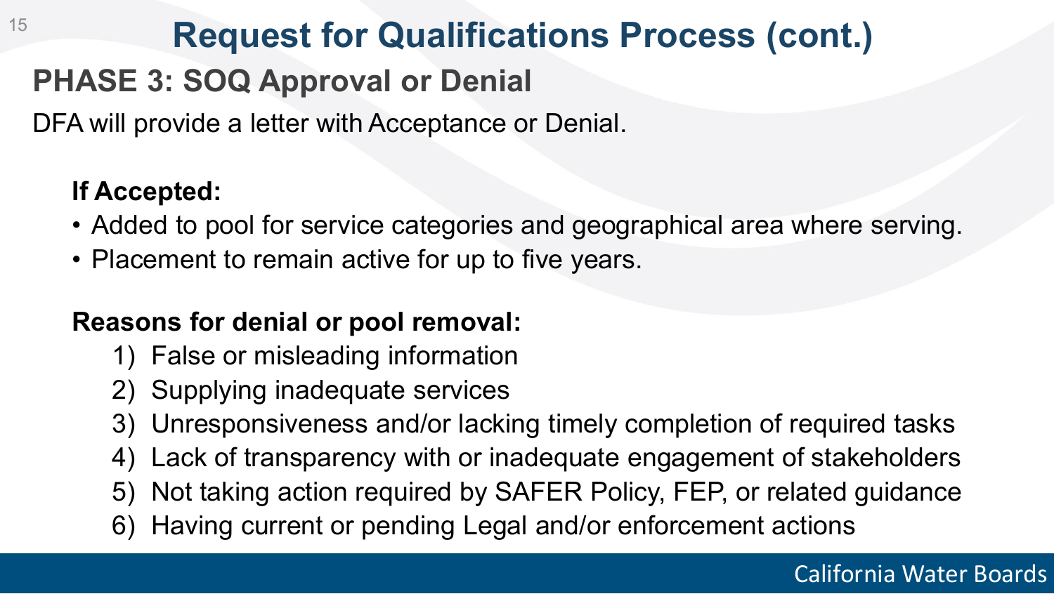# Request for Qualifications Process (cont.)

## PHASE 3: SOQ Approval or Denial

DFA will provide a letter with Acceptance or Denial.

**If Accepted:**

- Added to pool for service categories and geographical area where serving.
- Placement to remain active for up to five years.

**Reasons for denial or pool removal:**

1) False or misleading information
2) Supplying inadequate services
3) Unresponsiveness and/or lacking timely completion of required tasks
4) Lack of transparency with or inadequate engagement of stakeholders
5) Not taking action required by SAFER Policy, FEP, or related guidance
6) Having current or pending Legal and/or enforcement actions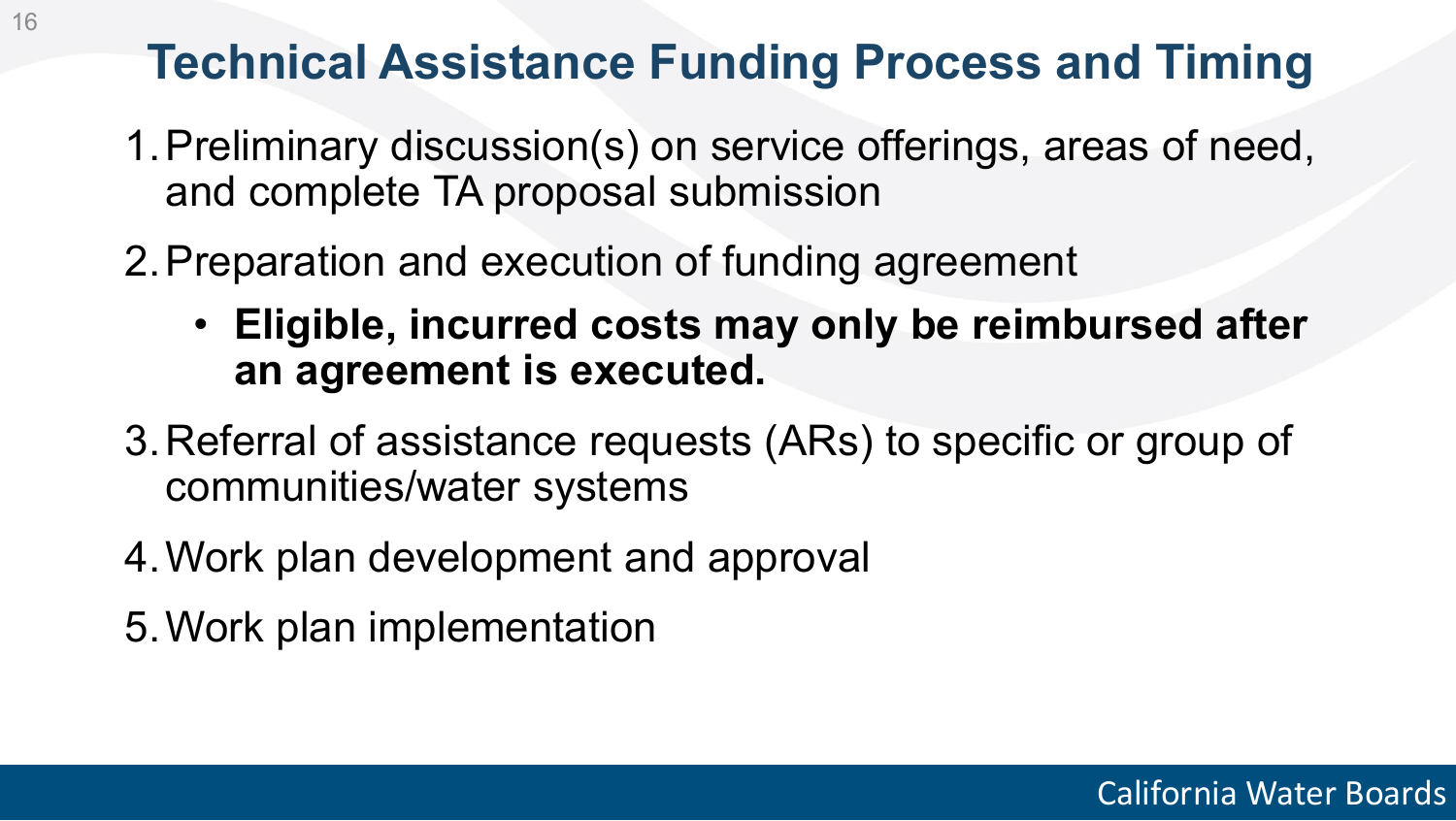# Technical Assistance Funding Process and Timing

1. Preliminary discussion(s) on service offerings, areas of need, and complete TA proposal submission
2. Preparation and execution of funding agreement
   - **Eligible, incurred costs may only be reimbursed after an agreement is executed.**
3. Referral of assistance requests (ARs) to specific or group of communities/water systems
4. Work plan development and approval
5. Work plan implementation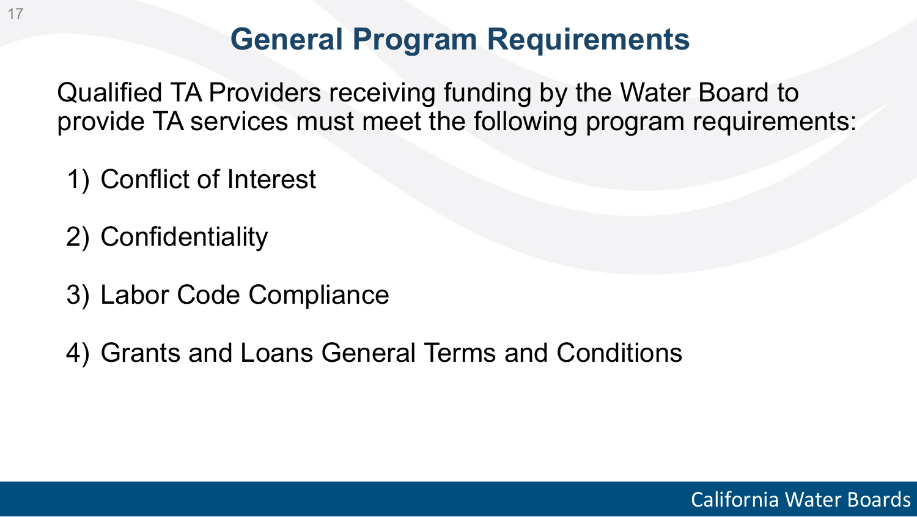# General Program Requirements

Qualified TA Providers receiving funding by the Water Board to provide TA services must meet the following program requirements:

1) Conflict of Interest
2) Confidentiality
3) Labor Code Compliance
4) Grants and Loans General Terms and Conditions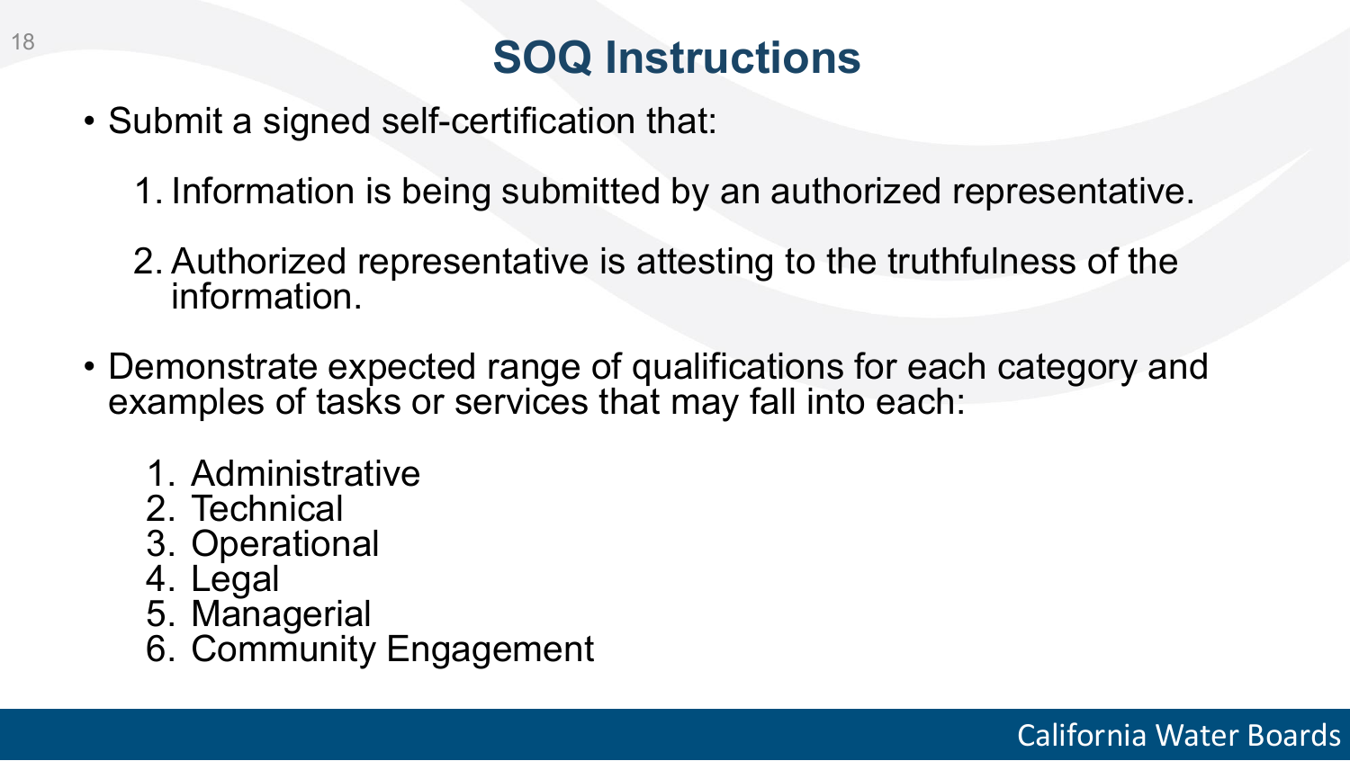# SOQ Instructions

- Submit a signed self-certification that:
  1. Information is being submitted by an authorized representative.
  2. Authorized representative is attesting to the truthfulness of the information.
- Demonstrate expected range of qualifications for each category and examples of tasks or services that may fall into each:
  1. Administrative
  2. Technical
  3. Operational
  4. Legal
  5. Managerial
  6. Community Engagement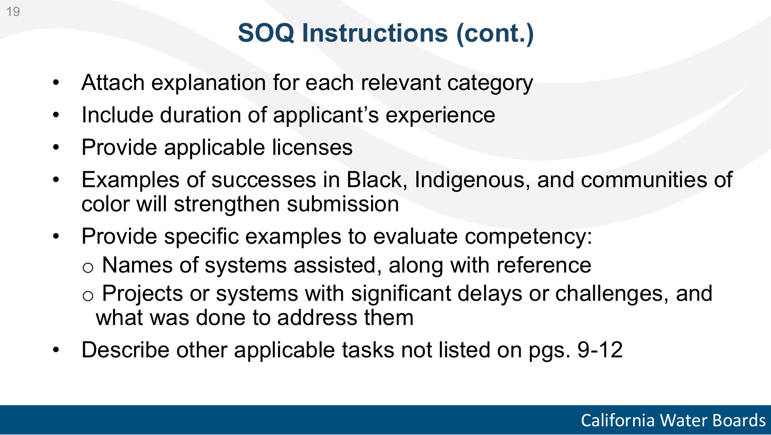# SOQ Instructions (cont.)

- Attach explanation for each relevant category
- Include duration of applicant's experience
- Provide applicable licenses
- Examples of successes in Black, Indigenous, and communities of color will strengthen submission
- Provide specific examples to evaluate competency:
  - Names of systems assisted, along with reference
  - Projects or systems with significant delays or challenges, and what was done to address them
- Describe other applicable tasks not listed on pgs. 9-12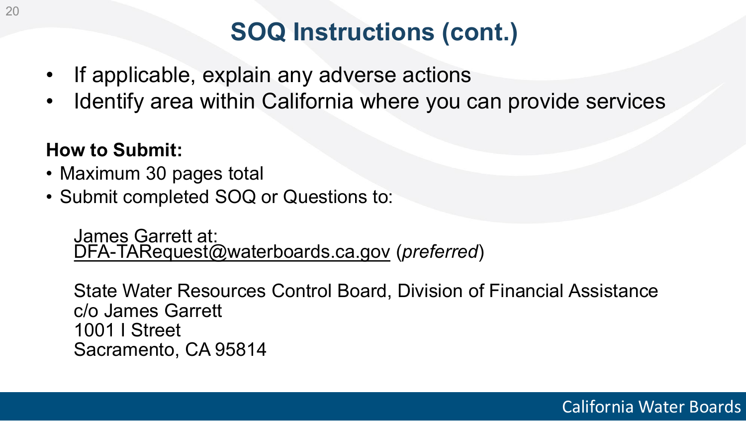# SOQ Instructions (cont.)

- If applicable, explain any adverse actions
- Identify area within California where you can provide services

**How to Submit:**

- Maximum 30 pages total
- Submit completed SOQ or Questions to:

James Garrett at:
DFA-TARequest@waterboards.ca.gov (*preferred*)

State Water Resources Control Board, Division of Financial Assistance
c/o James Garrett
1001 I Street
Sacramento, CA 95814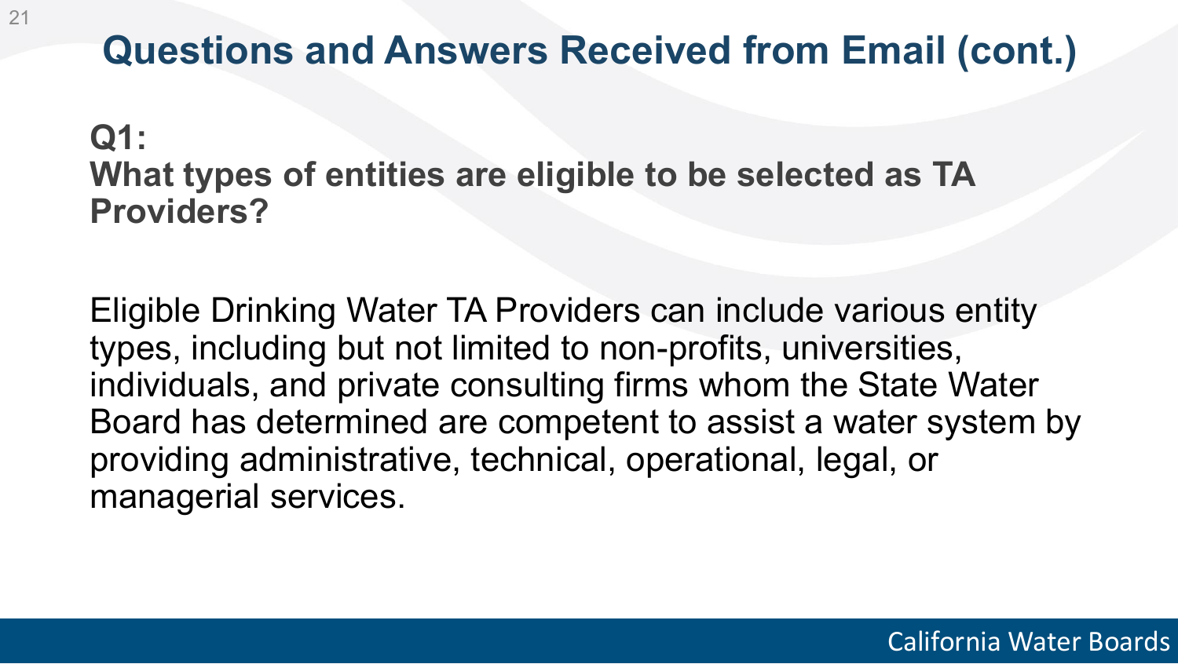# Questions and Answers Received from Email (cont.)

**Q1:**
**What types of entities are eligible to be selected as TA Providers?**

Eligible Drinking Water TA Providers can include various entity types, including but not limited to non-profits, universities, individuals, and private consulting firms whom the State Water Board has determined are competent to assist a water system by providing administrative, technical, operational, legal, or managerial services.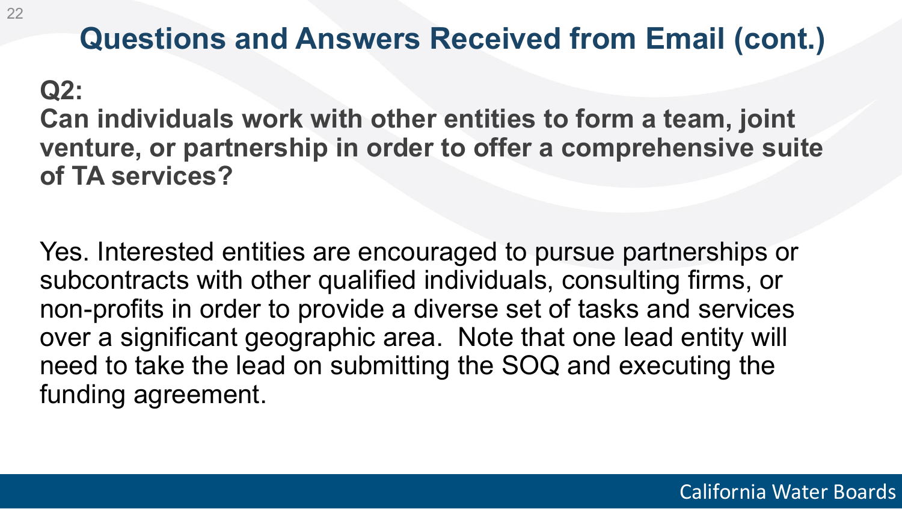# Questions and Answers Received from Email (cont.)

**Q2:**
**Can individuals work with other entities to form a team, joint venture, or partnership in order to offer a comprehensive suite of TA services?**

Yes. Interested entities are encouraged to pursue partnerships or subcontracts with other qualified individuals, consulting firms, or non-profits in order to provide a diverse set of tasks and services over a significant geographic area. Note that one lead entity will need to take the lead on submitting the SOQ and executing the funding agreement.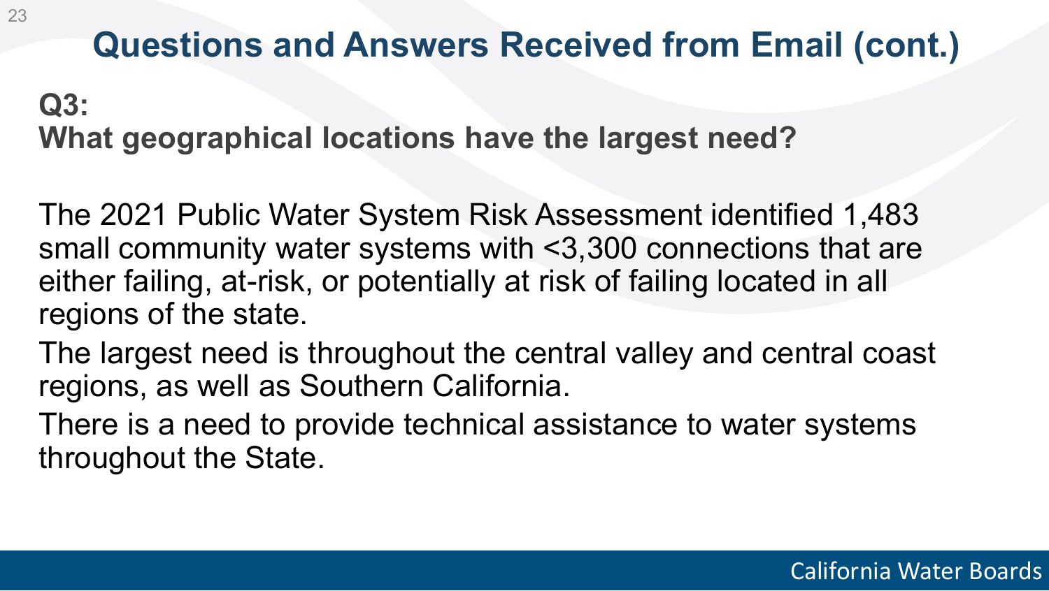# Questions and Answers Received from Email (cont.)

**Q3:**
**What geographical locations have the largest need?**

The 2021 Public Water System Risk Assessment identified 1,483 small community water systems with <3,300 connections that are either failing, at-risk, or potentially at risk of failing located in all regions of the state.

The largest need is throughout the central valley and central coast regions, as well as Southern California.

There is a need to provide technical assistance to water systems throughout the State.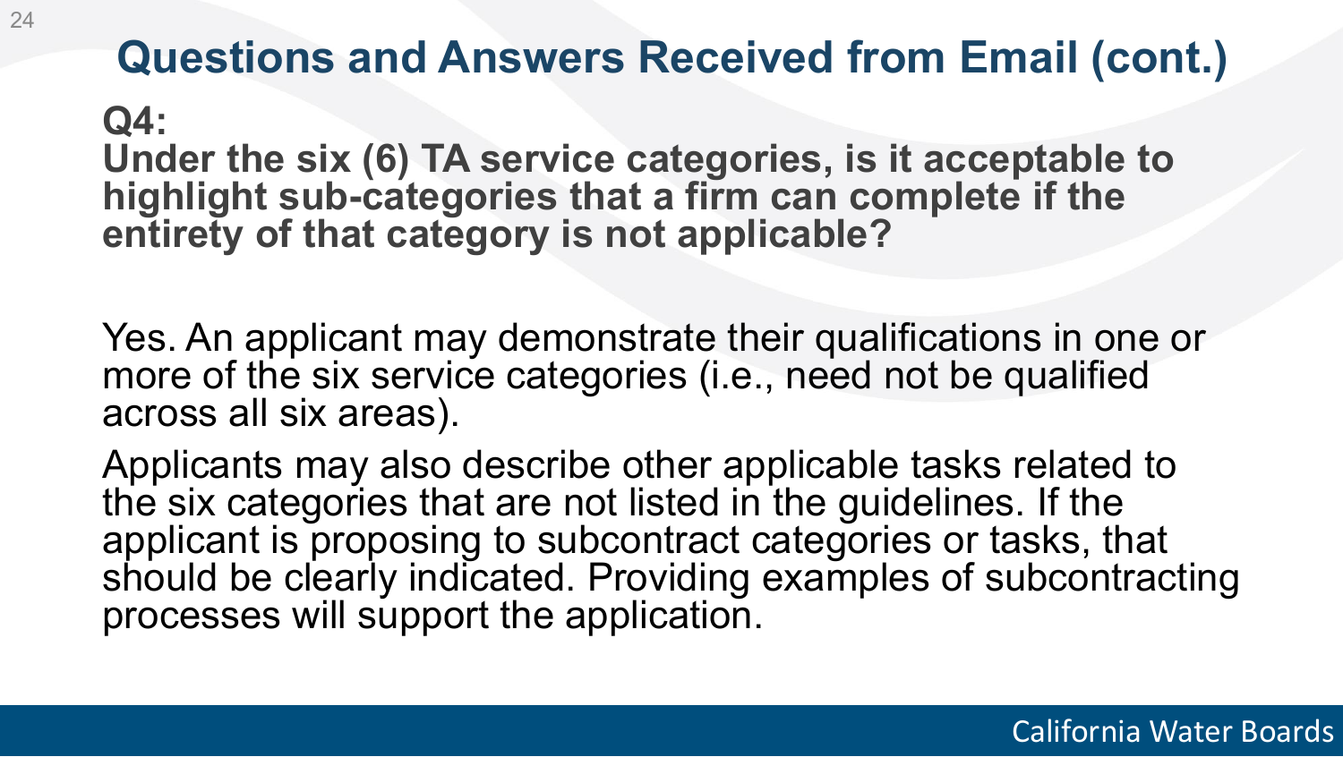## Questions and Answers Received from Email (cont.)

**Q4:**
**Under the six (6) TA service categories, is it acceptable to highlight sub-categories that a firm can complete if the entirety of that category is not applicable?**

Yes. An applicant may demonstrate their qualifications in one or more of the six service categories (i.e., need not be qualified across all six areas).

Applicants may also describe other applicable tasks related to the six categories that are not listed in the guidelines. If the applicant is proposing to subcontract categories or tasks, that should be clearly indicated. Providing examples of subcontracting processes will support the application.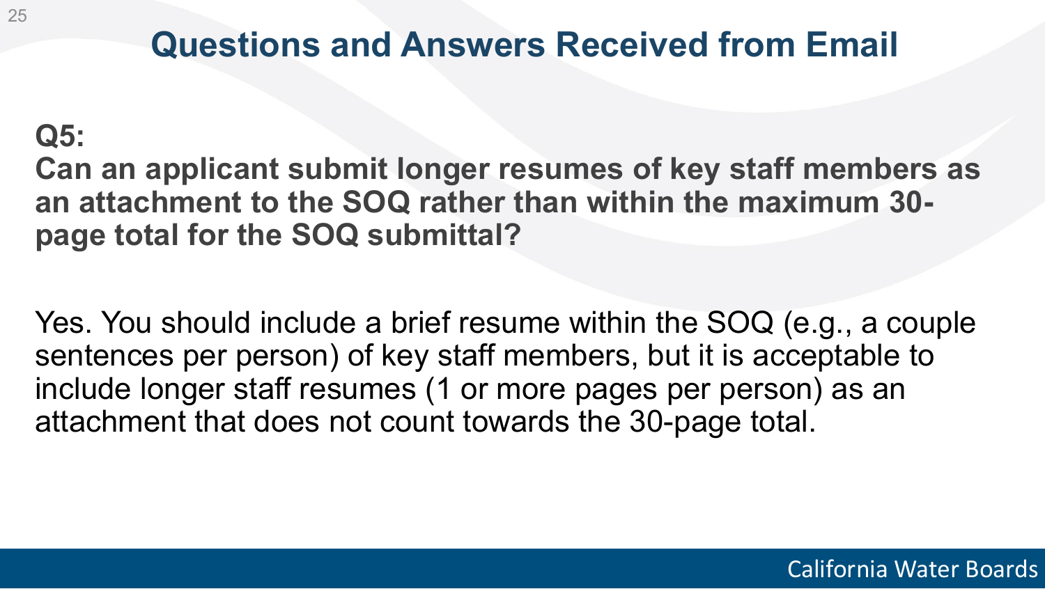# Questions and Answers Received from Email

**Q5:**

**Can an applicant submit longer resumes of key staff members as an attachment to the SOQ rather than within the maximum 30-page total for the SOQ submittal?**

Yes. You should include a brief resume within the SOQ (e.g., a couple sentences per person) of key staff members, but it is acceptable to include longer staff resumes (1 or more pages per person) as an attachment that does not count towards the 30-page total.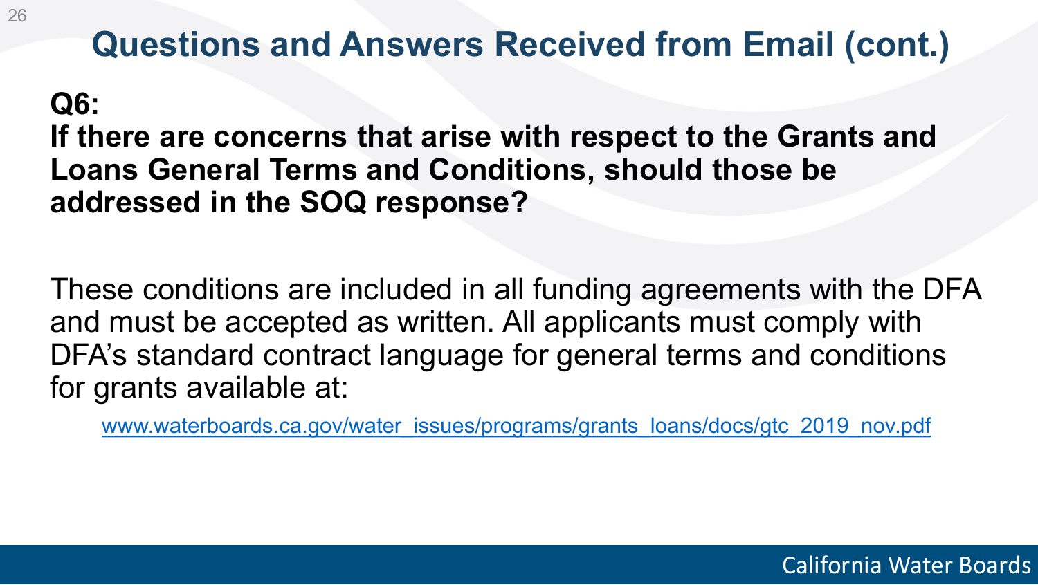# Questions and Answers Received from Email (cont.)

**Q6:**
**If there are concerns that arise with respect to the Grants and Loans General Terms and Conditions, should those be addressed in the SOQ response?**

These conditions are included in all funding agreements with the DFA and must be accepted as written. All applicants must comply with DFA's standard contract language for general terms and conditions for grants available at:

www.waterboards.ca.gov/water_issues/programs/grants_loans/docs/gtc_2019_nov.pdf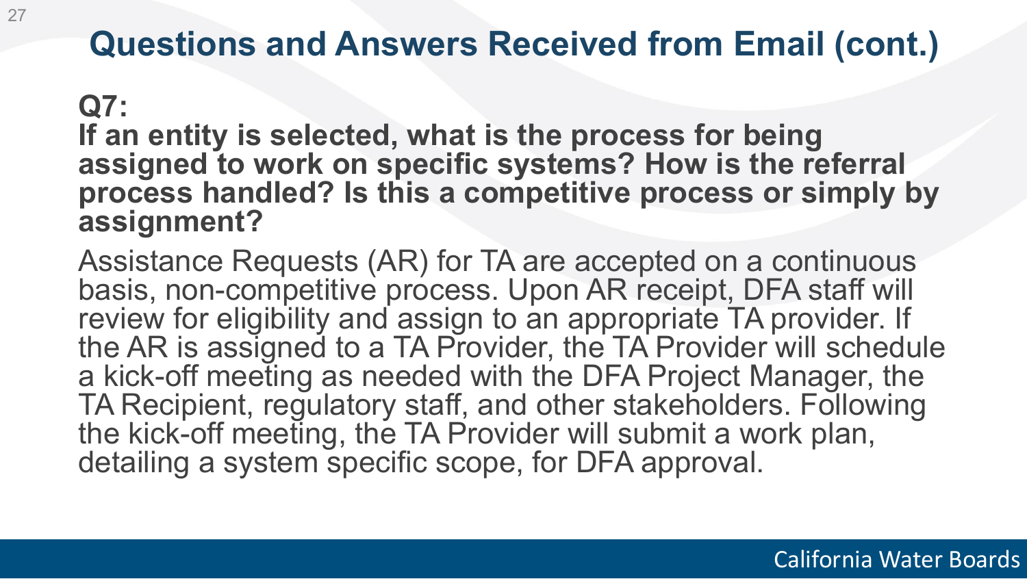# Questions and Answers Received from Email (cont.)

**Q7:**
**If an entity is selected, what is the process for being assigned to work on specific systems? How is the referral process handled? Is this a competitive process or simply by assignment?**

Assistance Requests (AR) for TA are accepted on a continuous basis, non-competitive process. Upon AR receipt, DFA staff will review for eligibility and assign to an appropriate TA provider. If the AR is assigned to a TA Provider, the TA Provider will schedule a kick-off meeting as needed with the DFA Project Manager, the TA Recipient, regulatory staff, and other stakeholders. Following the kick-off meeting, the TA Provider will submit a work plan, detailing a system specific scope, for DFA approval.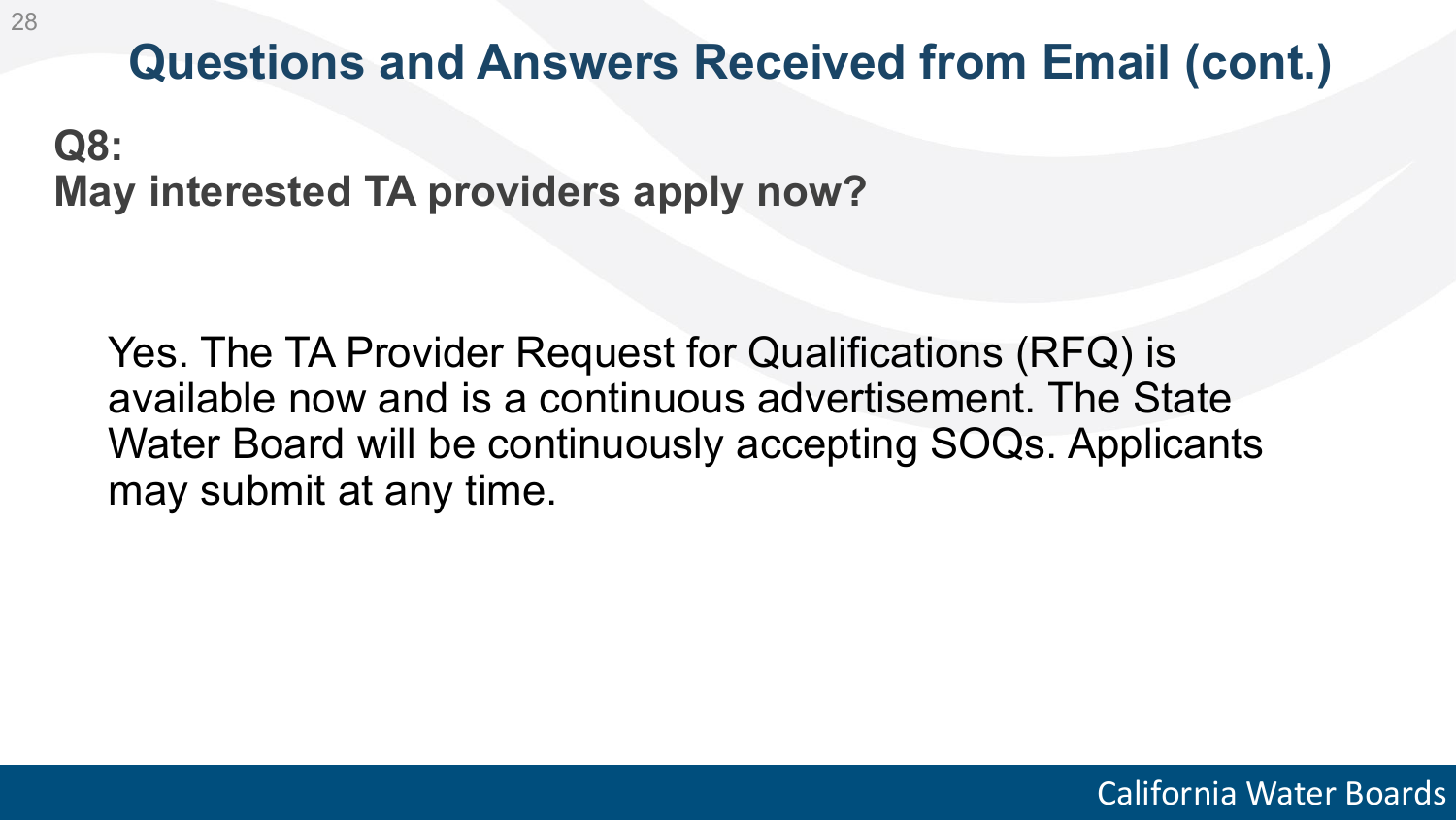# Questions and Answers Received from Email (cont.)

**Q8:**
**May interested TA providers apply now?**

Yes. The TA Provider Request for Qualifications (RFQ) is available now and is a continuous advertisement. The State Water Board will be continuously accepting SOQs. Applicants may submit at any time.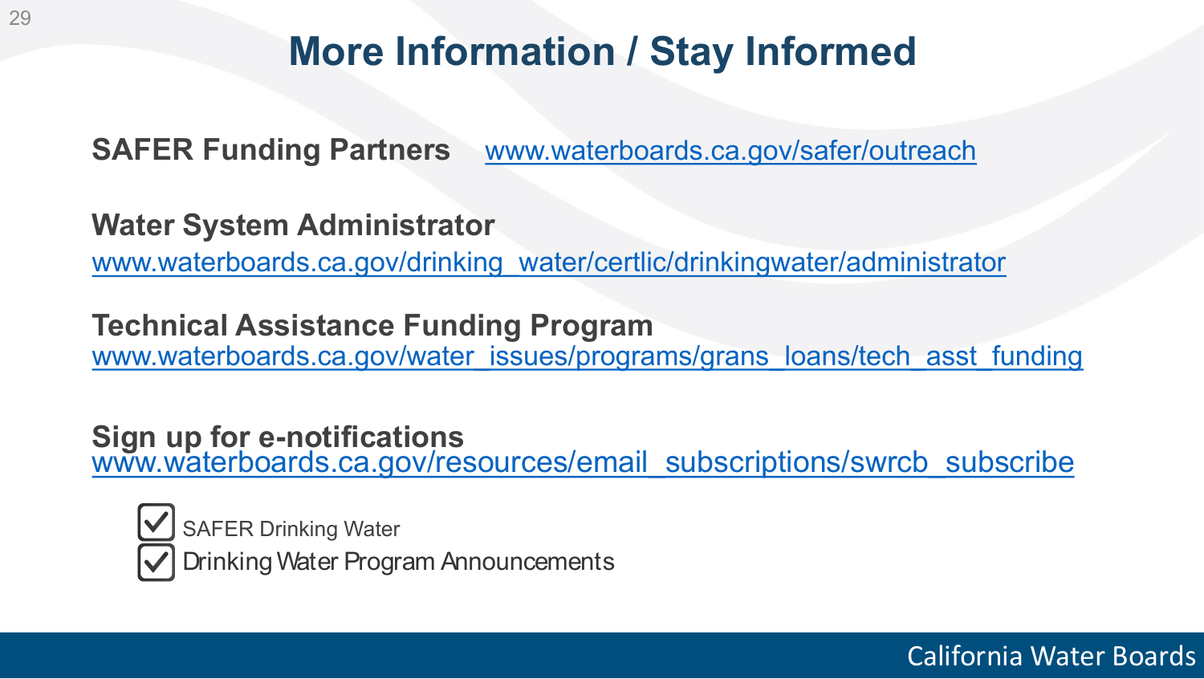# More Information / Stay Informed

**SAFER Funding Partners** www.waterboards.ca.gov/safer/outreach

**Water System Administrator**
www.waterboards.ca.gov/drinking_water/certlic/drinkingwater/administrator

**Technical Assistance Funding Program**
www.waterboards.ca.gov/water_issues/programs/grans_loans/tech_asst_funding

**Sign up for e-notifications**
www.waterboards.ca.gov/resources/email_subscriptions/swrcb_subscribe

- [x] SAFER Drinking Water
- [x] Drinking Water Program Announcements